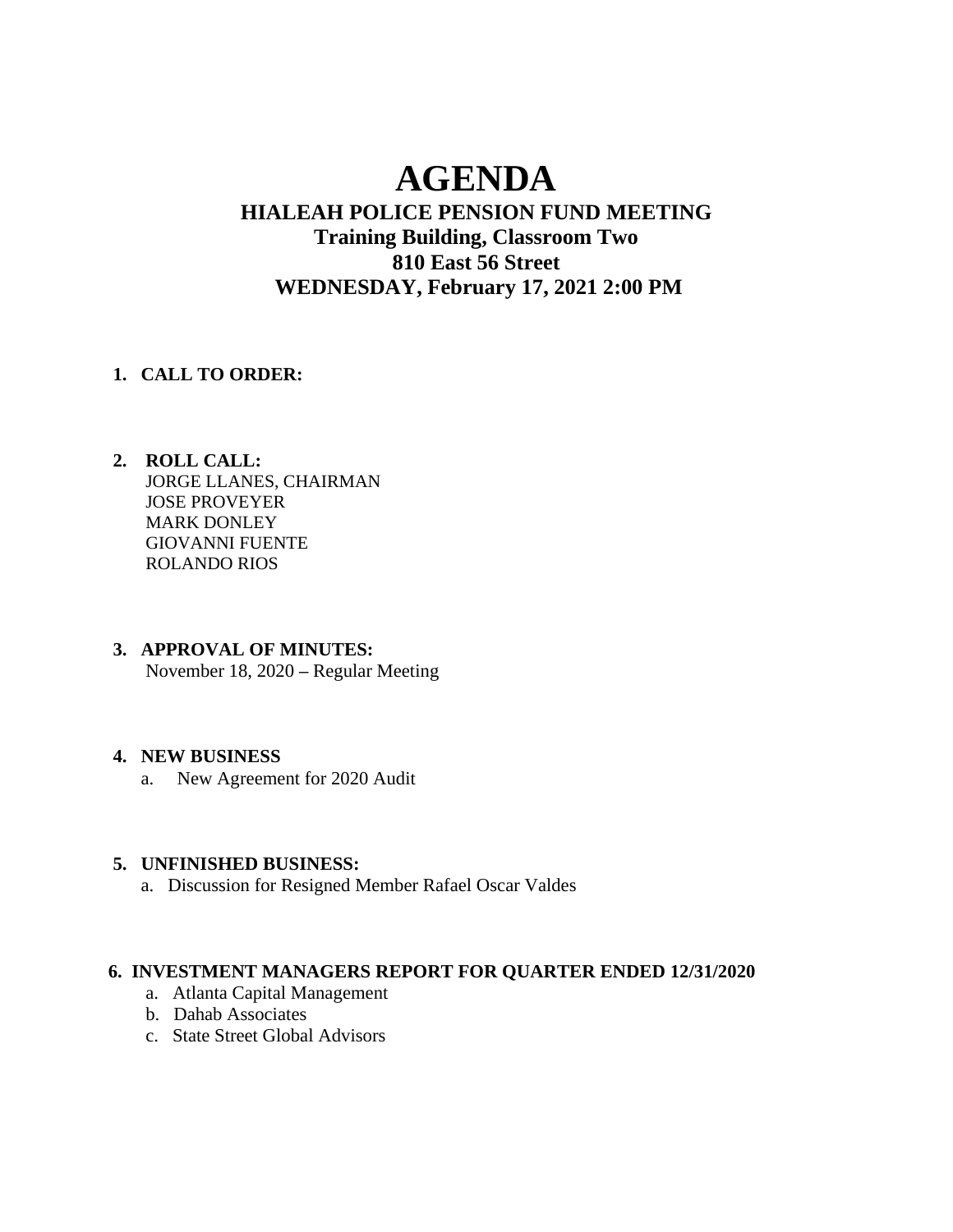# AGENDA

## HIALEAH POLICE PENSION FUND MEETING

### Training Building, Classroom Two
### 810 East 56 Street
### WEDNESDAY, February 17, 2021 2:00 PM

1. **CALL TO ORDER:**

2. **ROLL CALL:**
   JORGE LLANES, CHAIRMAN
   JOSE PROVEYER
   MARK DONLEY
   GIOVANNI FUENTE
   ROLANDO RIOS

3. **APPROVAL OF MINUTES:**
   November 18, 2020 – Regular Meeting

4. **NEW BUSINESS**
   a. New Agreement for 2020 Audit

5. **UNFINISHED BUSINESS:**
   a. Discussion for Resigned Member Rafael Oscar Valdes

6. **INVESTMENT MANAGERS REPORT FOR QUARTER ENDED 12/31/2020**
   a. Atlanta Capital Management
   b. Dahab Associates
   c. State Street Global Advisors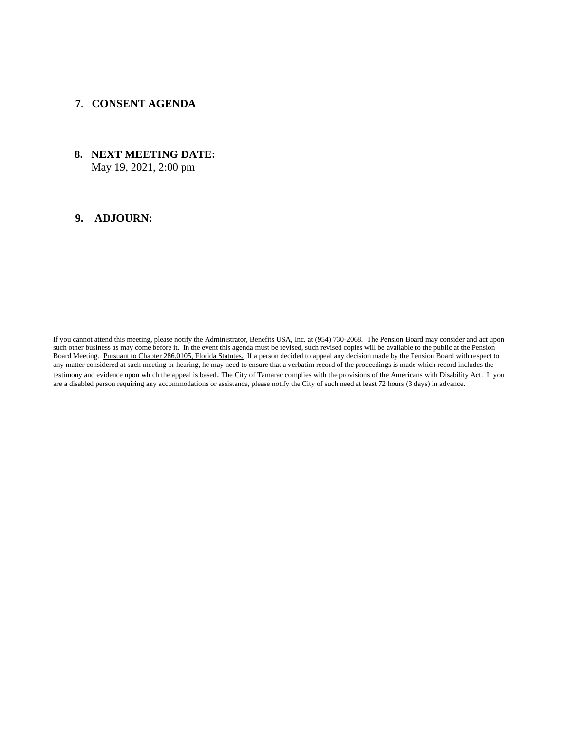**7. CONSENT AGENDA**

**8. NEXT MEETING DATE:**
May 19, 2021, 2:00 pm

**9. ADJOURN:**

If you cannot attend this meeting, please notify the Administrator, Benefits USA, Inc. at (954) 730-2068. The Pension Board may consider and act upon such other business as may come before it. In the event this agenda must be revised, such revised copies will be available to the public at the Pension Board Meeting. Pursuant to Chapter 286.0105, Florida Statutes. If a person decided to appeal any decision made by the Pension Board with respect to any matter considered at such meeting or hearing, he may need to ensure that a verbatim record of the proceedings is made which record includes the testimony and evidence upon which the appeal is based. The City of Tamarac complies with the provisions of the Americans with Disability Act. If you are a disabled person requiring any accommodations or assistance, please notify the City of such need at least 72 hours (3 days) in advance.